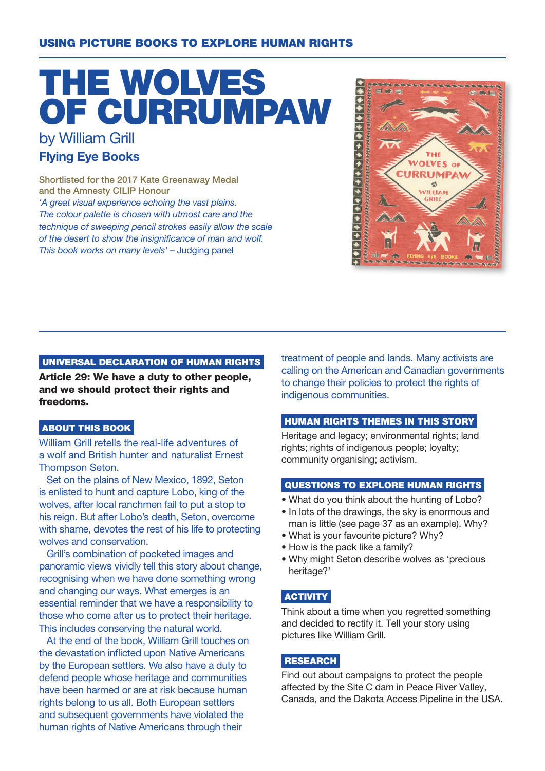USING PICTURE BOOKS TO EXPLORE HUMAN RIGHTS

# THE WOLVES OF CURRUMPAW

by William Grill

**Flying Eye Books**

Shortlisted for the 2017 Kate Greenaway Medal and the Amnesty CILIP Honour

*'A great visual experience echoing the vast plains. The colour palette is chosen with utmost care and the technique of sweeping pencil strokes easily allow the scale of the desert to show the insignificance of man and wolf. This book works on many levels'* – Judging panel

## UNIVERSAL DECLARATION OF HUMAN RIGHTS

**Article 29: We have a duty to other people, and we should protect their rights and freedoms.**

## ABOUT THIS BOOK

William Grill retells the real-life adventures of a wolf and British hunter and naturalist Ernest Thompson Seton.

Set on the plains of New Mexico, 1892, Seton is enlisted to hunt and capture Lobo, king of the wolves, after local ranchmen fail to put a stop to his reign. But after Lobo's death, Seton, overcome with shame, devotes the rest of his life to protecting wolves and conservation.

Grill's combination of pocketed images and panoramic views vividly tell this story about change, recognising when we have done something wrong and changing our ways. What emerges is an essential reminder that we have a responsibility to those who come after us to protect their heritage. This includes conserving the natural world.

At the end of the book, William Grill touches on the devastation inflicted upon Native Americans by the European settlers. We also have a duty to defend people whose heritage and communities have been harmed or are at risk because human rights belong to us all. Both European settlers and subsequent governments have violated the human rights of Native Americans through their treatment of people and lands. Many activists are calling on the American and Canadian governments to change their policies to protect the rights of indigenous communities.

## HUMAN RIGHTS THEMES IN THIS STORY

Heritage and legacy; environmental rights; land rights; rights of indigenous people; loyalty; community organising; activism.

## QUESTIONS TO EXPLORE HUMAN RIGHTS

- What do you think about the hunting of Lobo?
- In lots of the drawings, the sky is enormous and man is little (see page 37 as an example). Why?
- What is your favourite picture? Why?
- How is the pack like a family?
- Why might Seton describe wolves as 'precious heritage?'

## ACTIVITY

Think about a time when you regretted something and decided to rectify it. Tell your story using pictures like William Grill.

## RESEARCH

Find out about campaigns to protect the people affected by the Site C dam in Peace River Valley, Canada, and the Dakota Access Pipeline in the USA.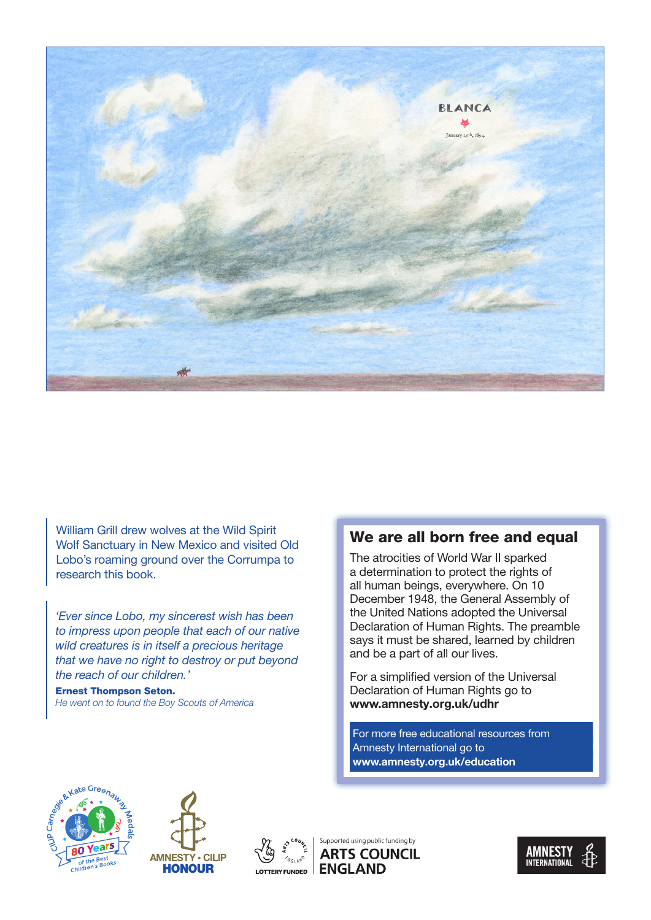BLANCA

January 25th, 1894

William Grill drew wolves at the Wild Spirit Wolf Sanctuary in New Mexico and visited Old Lobo's roaming ground over the Corrumpa to research this book.

*'Ever since Lobo, my sincerest wish has been to impress upon people that each of our native wild creatures is in itself a precious heritage that we have no right to destroy or put beyond the reach of our children.'*

**Ernest Thompson Seton.**
*He went on to found the Boy Scouts of America*

## We are all born free and equal

The atrocities of World War II sparked a determination to protect the rights of all human beings, everywhere. On 10 December 1948, the General Assembly of the United Nations adopted the Universal Declaration of Human Rights. The preamble says it must be shared, learned by children and be a part of all our lives.

For a simplified version of the Universal Declaration of Human Rights go to **www.amnesty.org.uk/udhr**

For more free educational resources from Amnesty International go to **www.amnesty.org.uk/education**

CILIP Carnegie & Kate Greenaway Medals 80 Years of the Best Children's Books

AMNESTY • CILIP HONOUR

LOTTERY FUNDED

Supported using public funding by ARTS COUNCIL ENGLAND

AMNESTY INTERNATIONAL